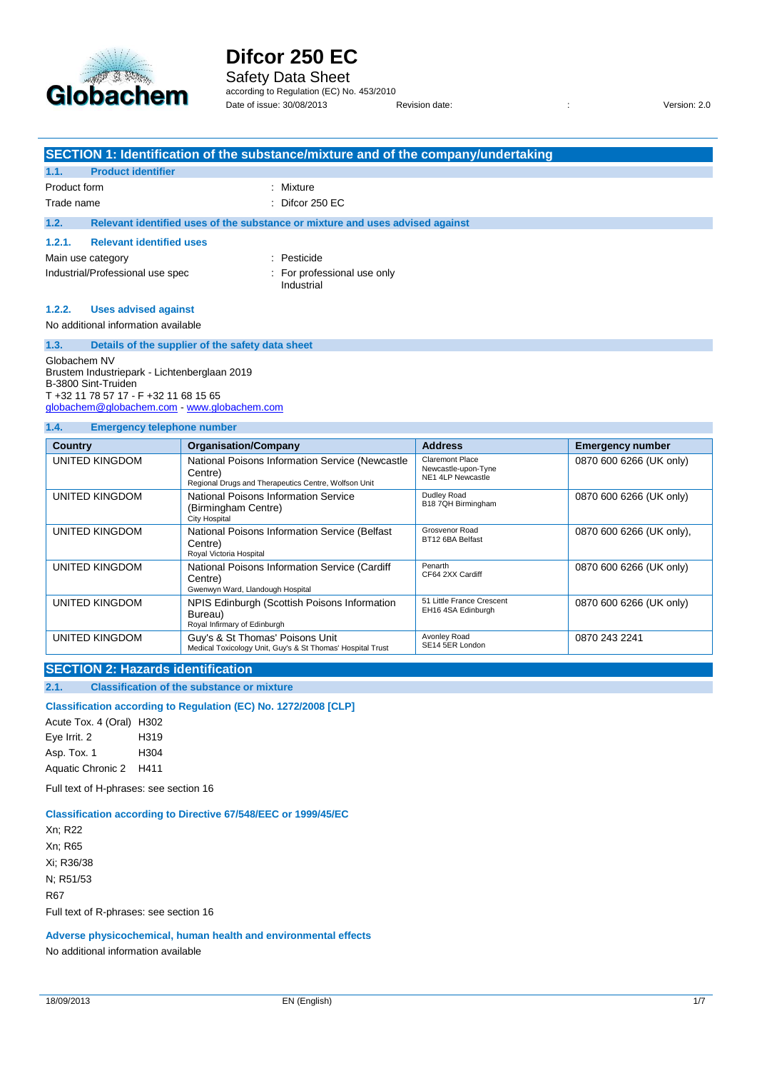# Difcor 250 EC

Safety Data Sheet

according to Regulation (EC) No. 453/2010

Date of issue: 30/08/2013 Revision date: : Version: 2.0

## SECTION 1: Identification of the substance/mixture and of the company/undertaking

### 1.1. Product identifier

Product form : Mixture

Trade name : Difcor 250 EC

### 1.2. Relevant identified uses of the substance or mixture and uses advised against

#### 1.2.1. Relevant identified uses

Main use category : Pesticide

Industrial/Professional use spec : For professional use only
Industrial

#### 1.2.2. Uses advised against

No additional information available

### 1.3. Details of the supplier of the safety data sheet

Globachem NV
Brustem Industriepark - Lichtenberglaan 2019
B-3800 Sint-Truiden
T +32 11 78 57 17 - F +32 11 68 15 65
globachem@globachem.com - www.globachem.com

### 1.4. Emergency telephone number

| Country | Organisation/Company | Address | Emergency number |
|---|---|---|---|
| UNITED KINGDOM | National Poisons Information Service (Newcastle Centre)<br>Regional Drugs and Therapeutics Centre, Wolfson Unit | Claremont Place<br>Newcastle-upon-Tyne<br>NE1 4LP Newcastle | 0870 600 6266 (UK only) |
| UNITED KINGDOM | National Poisons Information Service (Birmingham Centre)<br>City Hospital | Dudley Road<br>B18 7QH Birmingham | 0870 600 6266 (UK only) |
| UNITED KINGDOM | National Poisons Information Service (Belfast Centre)<br>Royal Victoria Hospital | Grosvenor Road<br>BT12 6BA Belfast | 0870 600 6266 (UK only), |
| UNITED KINGDOM | National Poisons Information Service (Cardiff Centre)<br>Gwenwyn Ward, Llandough Hospital | Penarth<br>CF64 2XX Cardiff | 0870 600 6266 (UK only) |
| UNITED KINGDOM | NPIS Edinburgh (Scottish Poisons Information Bureau)<br>Royal Infirmary of Edinburgh | 51 Little France Crescent<br>EH16 4SA Edinburgh | 0870 600 6266 (UK only) |
| UNITED KINGDOM | Guy's & St Thomas' Poisons Unit<br>Medical Toxicology Unit, Guy's & St Thomas' Hospital Trust | Avonley Road<br>SE14 5ER London | 0870 243 2241 |

## SECTION 2: Hazards identification

### 2.1. Classification of the substance or mixture

#### Classification according to Regulation (EC) No. 1272/2008 [CLP]

Acute Tox. 4 (Oral) H302
Eye Irrit. 2 H319
Asp. Tox. 1 H304
Aquatic Chronic 2 H411

Full text of H-phrases: see section 16

#### Classification according to Directive 67/548/EEC or 1999/45/EC

Xn; R22
Xn; R65
Xi; R36/38
N; R51/53
R67

Full text of R-phrases: see section 16

#### Adverse physicochemical, human health and environmental effects

No additional information available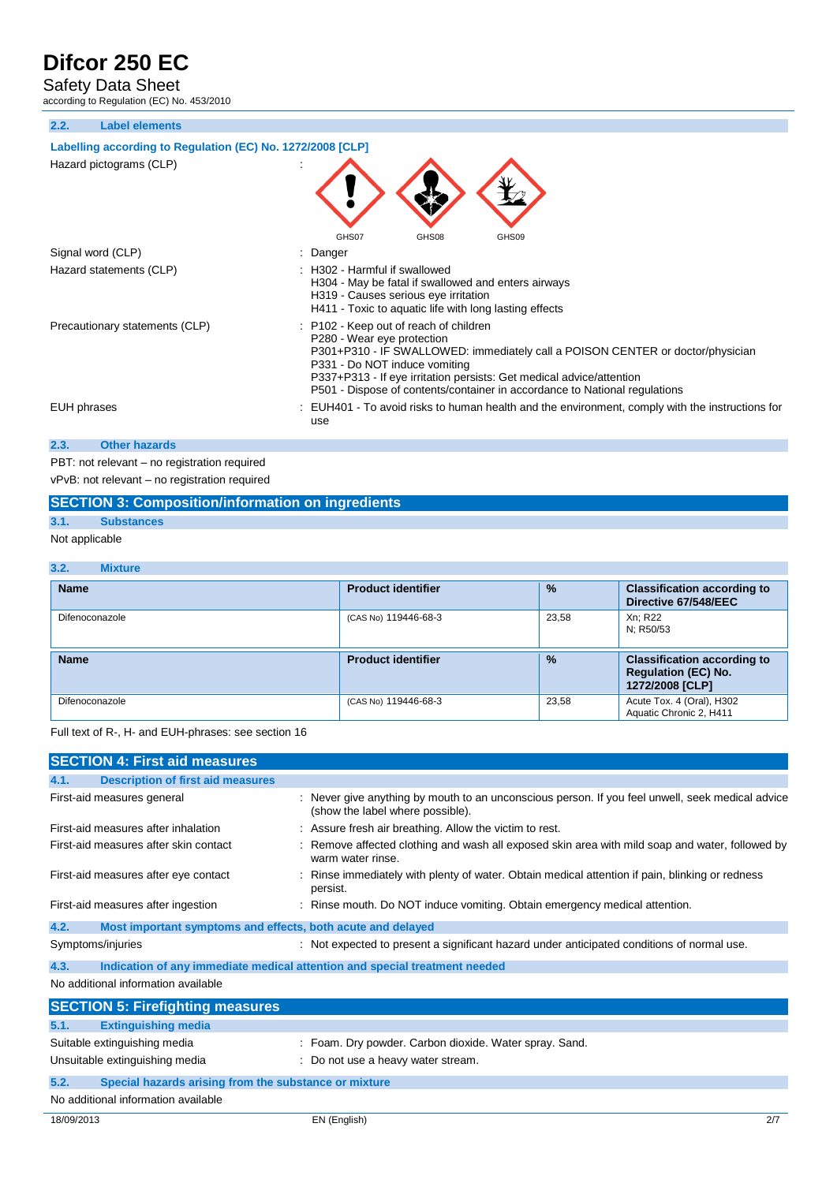### 2.2. Label elements

**Labelling according to Regulation (EC) No. 1272/2008 [CLP]**

Hazard pictograms (CLP) :

GHS07 GHS08 GHS09

Signal word (CLP) : Danger

Hazard statements (CLP) : H302 - Harmful if swallowed
H304 - May be fatal if swallowed and enters airways
H319 - Causes serious eye irritation
H411 - Toxic to aquatic life with long lasting effects

Precautionary statements (CLP) : P102 - Keep out of reach of children
P280 - Wear eye protection
P301+P310 - IF SWALLOWED: immediately call a POISON CENTER or doctor/physician
P331 - Do NOT induce vomiting
P337+P313 - If eye irritation persists: Get medical advice/attention
P501 - Dispose of contents/container in accordance to National regulations

EUH phrases : EUH401 - To avoid risks to human health and the environment, comply with the instructions for use

### 2.3. Other hazards

PBT: not relevant – no registration required

vPvB: not relevant – no registration required

## SECTION 3: Composition/information on ingredients

### 3.1. Substances

Not applicable

### 3.2. Mixture

| Name | Product identifier | % | Classification according to Directive 67/548/EEC |
|---|---|---|---|
| Difenoconazole | (CAS No) 119446-68-3 | 23,58 | Xn; R22<br>N; R50/53 |

| Name | Product identifier | % | Classification according to Regulation (EC) No. 1272/2008 [CLP] |
|---|---|---|---|
| Difenoconazole | (CAS No) 119446-68-3 | 23,58 | Acute Tox. 4 (Oral), H302<br>Aquatic Chronic 2, H411 |

Full text of R-, H- and EUH-phrases: see section 16

## SECTION 4: First aid measures

### 4.1. Description of first aid measures

First-aid measures general : Never give anything by mouth to an unconscious person. If you feel unwell, seek medical advice (show the label where possible).

First-aid measures after inhalation : Assure fresh air breathing. Allow the victim to rest.

First-aid measures after skin contact : Remove affected clothing and wash all exposed skin area with mild soap and water, followed by warm water rinse.

First-aid measures after eye contact : Rinse immediately with plenty of water. Obtain medical attention if pain, blinking or redness persist.

First-aid measures after ingestion : Rinse mouth. Do NOT induce vomiting. Obtain emergency medical attention.

### 4.2. Most important symptoms and effects, both acute and delayed

Symptoms/injuries : Not expected to present a significant hazard under anticipated conditions of normal use.

### 4.3. Indication of any immediate medical attention and special treatment needed

No additional information available

## SECTION 5: Firefighting measures

### 5.1. Extinguishing media

Suitable extinguishing media : Foam. Dry powder. Carbon dioxide. Water spray. Sand.

Unsuitable extinguishing media : Do not use a heavy water stream.

### 5.2. Special hazards arising from the substance or mixture

No additional information available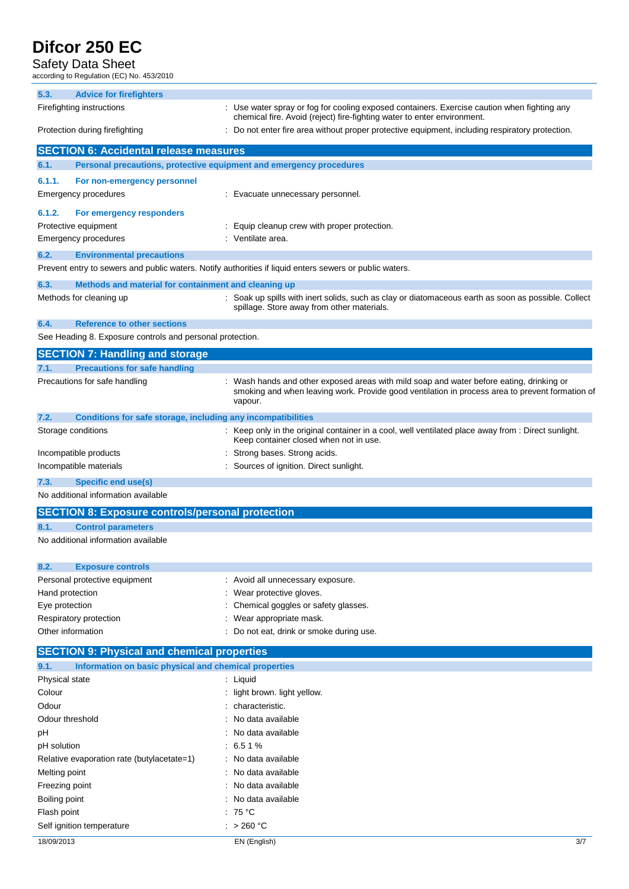### 5.3. Advice for firefighters

| | |
|---|---|
| Firefighting instructions | : Use water spray or fog for cooling exposed containers. Exercise caution when fighting any chemical fire. Avoid (reject) fire-fighting water to enter environment. |
| Protection during firefighting | : Do not enter fire area without proper protective equipment, including respiratory protection. |

## SECTION 6: Accidental release measures

### 6.1. Personal precautions, protective equipment and emergency procedures

#### 6.1.1. For non-emergency personnel

| | |
|---|---|
| Emergency procedures | : Evacuate unnecessary personnel. |

#### 6.1.2. For emergency responders

| | |
|---|---|
| Protective equipment | : Equip cleanup crew with proper protection. |
| Emergency procedures | : Ventilate area. |

### 6.2. Environmental precautions

Prevent entry to sewers and public waters. Notify authorities if liquid enters sewers or public waters.

### 6.3. Methods and material for containment and cleaning up

| | |
|---|---|
| Methods for cleaning up | : Soak up spills with inert solids, such as clay or diatomaceous earth as soon as possible. Collect spillage. Store away from other materials. |

### 6.4. Reference to other sections

See Heading 8. Exposure controls and personal protection.

## SECTION 7: Handling and storage

### 7.1. Precautions for safe handling

| | |
|---|---|
| Precautions for safe handling | : Wash hands and other exposed areas with mild soap and water before eating, drinking or smoking and when leaving work. Provide good ventilation in process area to prevent formation of vapour. |

### 7.2. Conditions for safe storage, including any incompatibilities

| | |
|---|---|
| Storage conditions | : Keep only in the original container in a cool, well ventilated place away from : Direct sunlight. Keep container closed when not in use. |
| Incompatible products | : Strong bases. Strong acids. |
| Incompatible materials | : Sources of ignition. Direct sunlight. |

### 7.3. Specific end use(s)

No additional information available

## SECTION 8: Exposure controls/personal protection

### 8.1. Control parameters

No additional information available

### 8.2. Exposure controls

| | |
|---|---|
| Personal protective equipment | : Avoid all unnecessary exposure. |
| Hand protection | : Wear protective gloves. |
| Eye protection | : Chemical goggles or safety glasses. |
| Respiratory protection | : Wear appropriate mask. |
| Other information | : Do not eat, drink or smoke during use. |

## SECTION 9: Physical and chemical properties

### 9.1. Information on basic physical and chemical properties

| | |
|---|---|
| Physical state | : Liquid |
| Colour | : light brown. light yellow. |
| Odour | : characteristic. |
| Odour threshold | : No data available |
| pH | : No data available |
| pH solution | : 6.5 1 % |
| Relative evaporation rate (butylacetate=1) | : No data available |
| Melting point | : No data available |
| Freezing point | : No data available |
| Boiling point | : No data available |
| Flash point | : 75 °C |
| Self ignition temperature | : > 260 °C |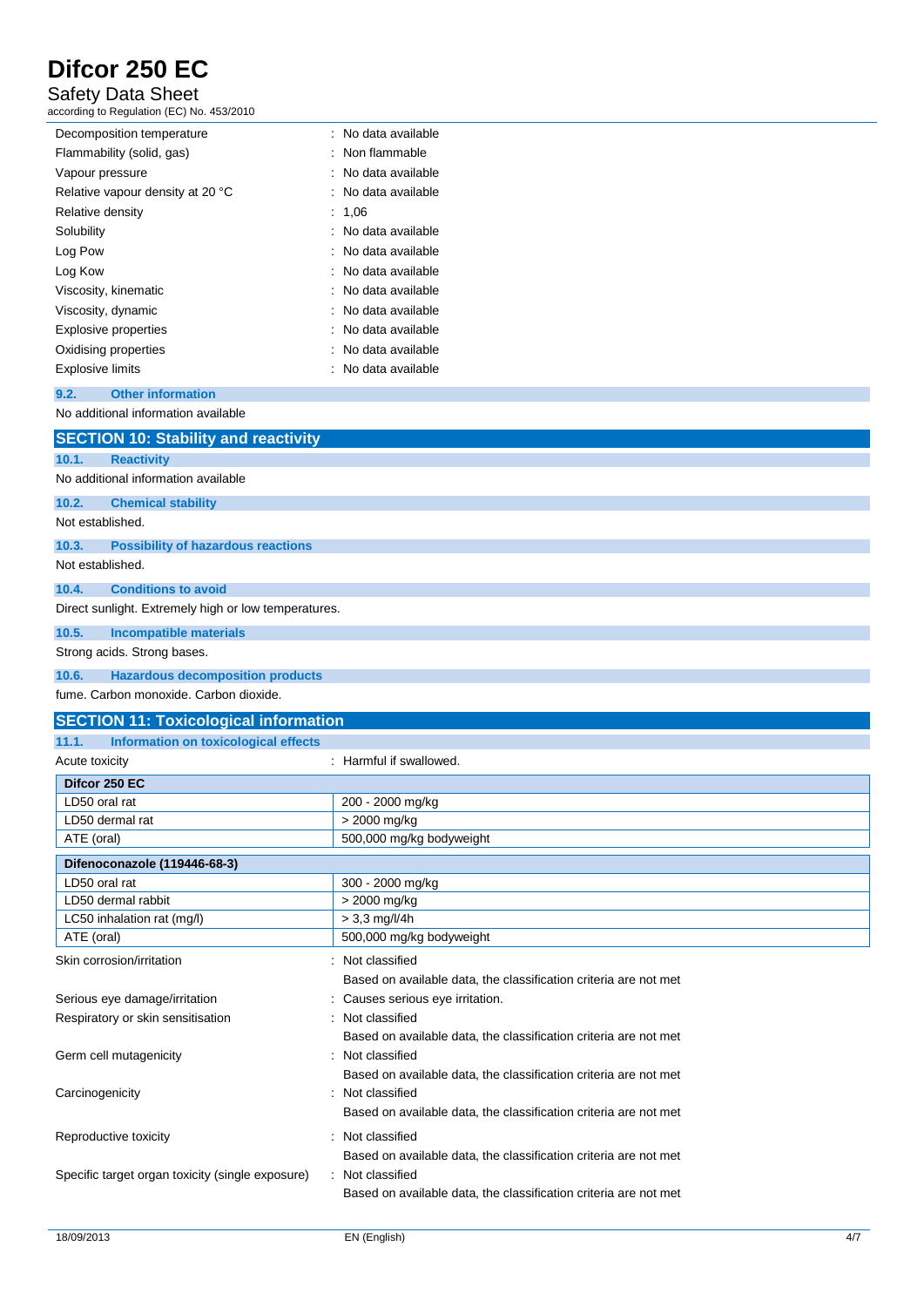| | |
|---|---|
| Decomposition temperature | : No data available |
| Flammability (solid, gas) | : Non flammable |
| Vapour pressure | : No data available |
| Relative vapour density at 20 °C | : No data available |
| Relative density | : 1,06 |
| Solubility | : No data available |
| Log Pow | : No data available |
| Log Kow | : No data available |
| Viscosity, kinematic | : No data available |
| Viscosity, dynamic | : No data available |
| Explosive properties | : No data available |
| Oxidising properties | : No data available |
| Explosive limits | : No data available |

### 9.2. Other information

No additional information available

## SECTION 10: Stability and reactivity

### 10.1. Reactivity

No additional information available

### 10.2. Chemical stability

Not established.

### 10.3. Possibility of hazardous reactions

Not established.

### 10.4. Conditions to avoid

Direct sunlight. Extremely high or low temperatures.

### 10.5. Incompatible materials

Strong acids. Strong bases.

### 10.6. Hazardous decomposition products

fume. Carbon monoxide. Carbon dioxide.

## SECTION 11: Toxicological information

### 11.1. Information on toxicological effects

Acute toxicity : Harmful if swallowed.

| **Difcor 250 EC** | |
|---|---|
| LD50 oral rat | 200 - 2000 mg/kg |
| LD50 dermal rat | > 2000 mg/kg |
| ATE (oral) | 500,000 mg/kg bodyweight |

| **Difenoconazole (119446-68-3)** | |
|---|---|
| LD50 oral rat | 300 - 2000 mg/kg |
| LD50 dermal rabbit | > 2000 mg/kg |
| LC50 inhalation rat (mg/l) | > 3,3 mg/l/4h |
| ATE (oral) | 500,000 mg/kg bodyweight |

| | |
|---|---|
| Skin corrosion/irritation | : Not classified<br>Based on available data, the classification criteria are not met |
| Serious eye damage/irritation | : Causes serious eye irritation. |
| Respiratory or skin sensitisation | : Not classified<br>Based on available data, the classification criteria are not met |
| Germ cell mutagenicity | : Not classified<br>Based on available data, the classification criteria are not met |
| Carcinogenicity | : Not classified<br>Based on available data, the classification criteria are not met |
| Reproductive toxicity | : Not classified<br>Based on available data, the classification criteria are not met |
| Specific target organ toxicity (single exposure) | : Not classified<br>Based on available data, the classification criteria are not met |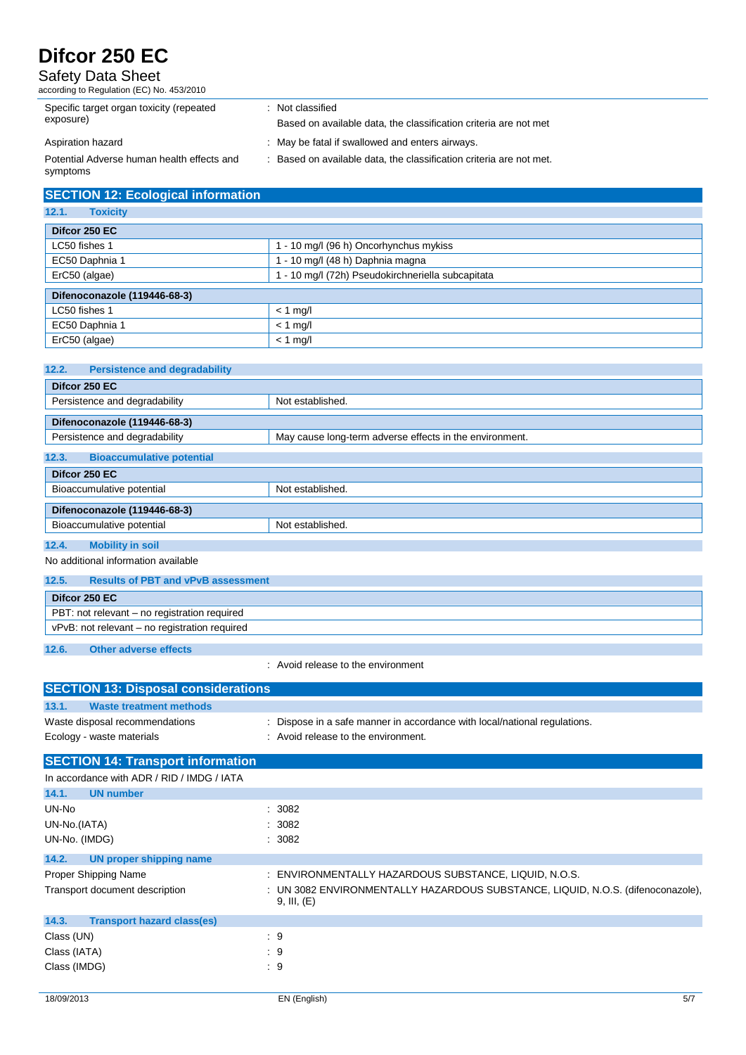| | |
|---|---|
| Specific target organ toxicity (repeated exposure) | : Not classified<br>Based on available data, the classification criteria are not met |
| Aspiration hazard | : May be fatal if swallowed and enters airways. |
| Potential Adverse human health effects and symptoms | : Based on available data, the classification criteria are not met. |

## SECTION 12: Ecological information

### 12.1. Toxicity

| Difcor 250 EC | |
|---|---|
| LC50 fishes 1 | 1 - 10 mg/l (96 h) Oncorhynchus mykiss |
| EC50 Daphnia 1 | 1 - 10 mg/l (48 h) Daphnia magna |
| ErC50 (algae) | 1 - 10 mg/l (72h) Pseudokirchneriella subcapitata |

| Difenoconazole (119446-68-3) | |
|---|---|
| LC50 fishes 1 | < 1 mg/l |
| EC50 Daphnia 1 | < 1 mg/l |
| ErC50 (algae) | < 1 mg/l |

### 12.2. Persistence and degradability

| Difcor 250 EC | |
|---|---|
| Persistence and degradability | Not established. |

| Difenoconazole (119446-68-3) | |
|---|---|
| Persistence and degradability | May cause long-term adverse effects in the environment. |

### 12.3. Bioaccumulative potential

| Difcor 250 EC | |
|---|---|
| Bioaccumulative potential | Not established. |

| Difenoconazole (119446-68-3) | |
|---|---|
| Bioaccumulative potential | Not established. |

### 12.4. Mobility in soil

No additional information available

### 12.5. Results of PBT and vPvB assessment

| Difcor 250 EC |
|---|
| PBT: not relevant – no registration required |
| vPvB: not relevant – no registration required |

### 12.6. Other adverse effects

: Avoid release to the environment

## SECTION 13: Disposal considerations

### 13.1. Waste treatment methods

| | |
|---|---|
| Waste disposal recommendations | : Dispose in a safe manner in accordance with local/national regulations. |
| Ecology - waste materials | : Avoid release to the environment. |

## SECTION 14: Transport information

In accordance with ADR / RID / IMDG / IATA

### 14.1. UN number

| | |
|---|---|
| UN-No | : 3082 |
| UN-No.(IATA) | : 3082 |
| UN-No. (IMDG) | : 3082 |

### 14.2. UN proper shipping name

| | |
|---|---|
| Proper Shipping Name | : ENVIRONMENTALLY HAZARDOUS SUBSTANCE, LIQUID, N.O.S. |
| Transport document description | : UN 3082 ENVIRONMENTALLY HAZARDOUS SUBSTANCE, LIQUID, N.O.S. (difenoconazole), 9, III, (E) |

### 14.3. Transport hazard class(es)

| | |
|---|---|
| Class (UN) | : 9 |
| Class (IATA) | : 9 |
| Class (IMDG) | : 9 |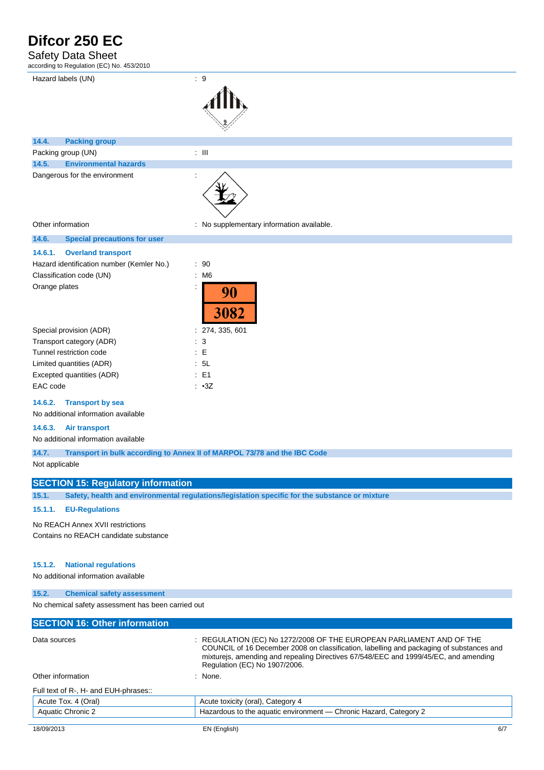Hazard labels (UN) : 9

### 14.4. Packing group

Packing group (UN) : III

### 14.5. Environmental hazards

Dangerous for the environment :

Other information : No supplementary information available.

### 14.6. Special precautions for user

#### 14.6.1. Overland transport

Hazard identification number (Kemler No.) : 90

Classification code (UN) : M6

Orange plates :

| 90 |
|---|
| 3082 |

Special provision (ADR) : 274, 335, 601

Transport category (ADR) : 3

Tunnel restriction code : E

Limited quantities (ADR) : 5L

Excepted quantities (ADR) : E1

EAC code : •3Z

#### 14.6.2. Transport by sea

No additional information available

#### 14.6.3. Air transport

No additional information available

### 14.7. Transport in bulk according to Annex II of MARPOL 73/78 and the IBC Code

Not applicable

## SECTION 15: Regulatory information

### 15.1. Safety, health and environmental regulations/legislation specific for the substance or mixture

#### 15.1.1. EU-Regulations

No REACH Annex XVII restrictions

Contains no REACH candidate substance

#### 15.1.2. National regulations

No additional information available

### 15.2. Chemical safety assessment

No chemical safety assessment has been carried out

## SECTION 16: Other information

Data sources : REGULATION (EC) No 1272/2008 OF THE EUROPEAN PARLIAMENT AND OF THE COUNCIL of 16 December 2008 on classification, labelling and packaging of substances and mixturejs, amending and repealing Directives 67/548/EEC and 1999/45/EC, and amending Regulation (EC) No 1907/2006.

Other information : None.

Full text of R-, H- and EUH-phrases::

| | |
|---|---|
| Acute Tox. 4 (Oral) | Acute toxicity (oral), Category 4 |
| Aquatic Chronic 2 | Hazardous to the aquatic environment — Chronic Hazard, Category 2 |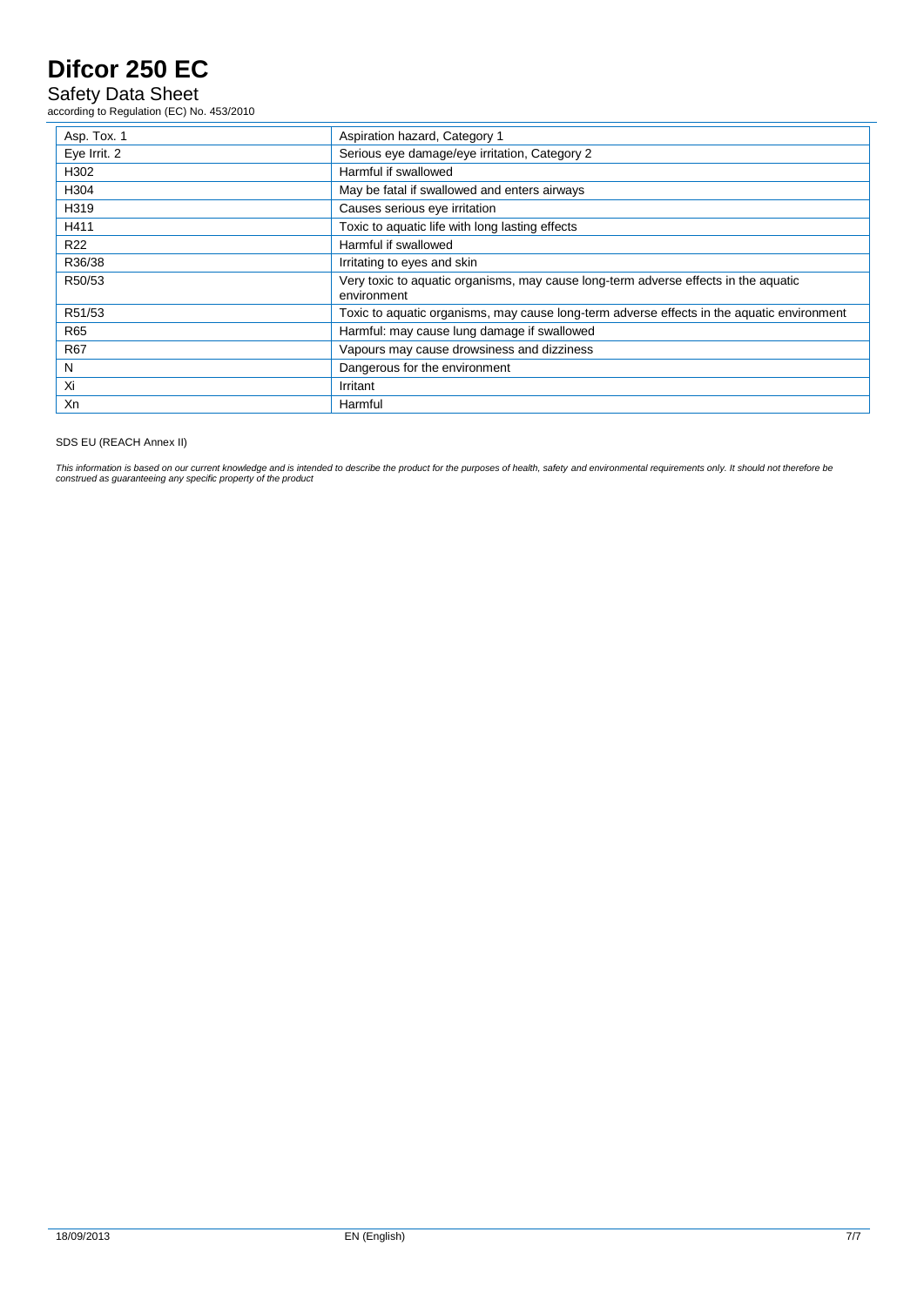| | |
|---|---|
| Asp. Tox. 1 | Aspiration hazard, Category 1 |
| Eye Irrit. 2 | Serious eye damage/eye irritation, Category 2 |
| H302 | Harmful if swallowed |
| H304 | May be fatal if swallowed and enters airways |
| H319 | Causes serious eye irritation |
| H411 | Toxic to aquatic life with long lasting effects |
| R22 | Harmful if swallowed |
| R36/38 | Irritating to eyes and skin |
| R50/53 | Very toxic to aquatic organisms, may cause long-term adverse effects in the aquatic environment |
| R51/53 | Toxic to aquatic organisms, may cause long-term adverse effects in the aquatic environment |
| R65 | Harmful: may cause lung damage if swallowed |
| R67 | Vapours may cause drowsiness and dizziness |
| N | Dangerous for the environment |
| Xi | Irritant |
| Xn | Harmful |

SDS EU (REACH Annex II)

*This information is based on our current knowledge and is intended to describe the product for the purposes of health, safety and environmental requirements only. It should not therefore be construed as guaranteeing any specific property of the product*